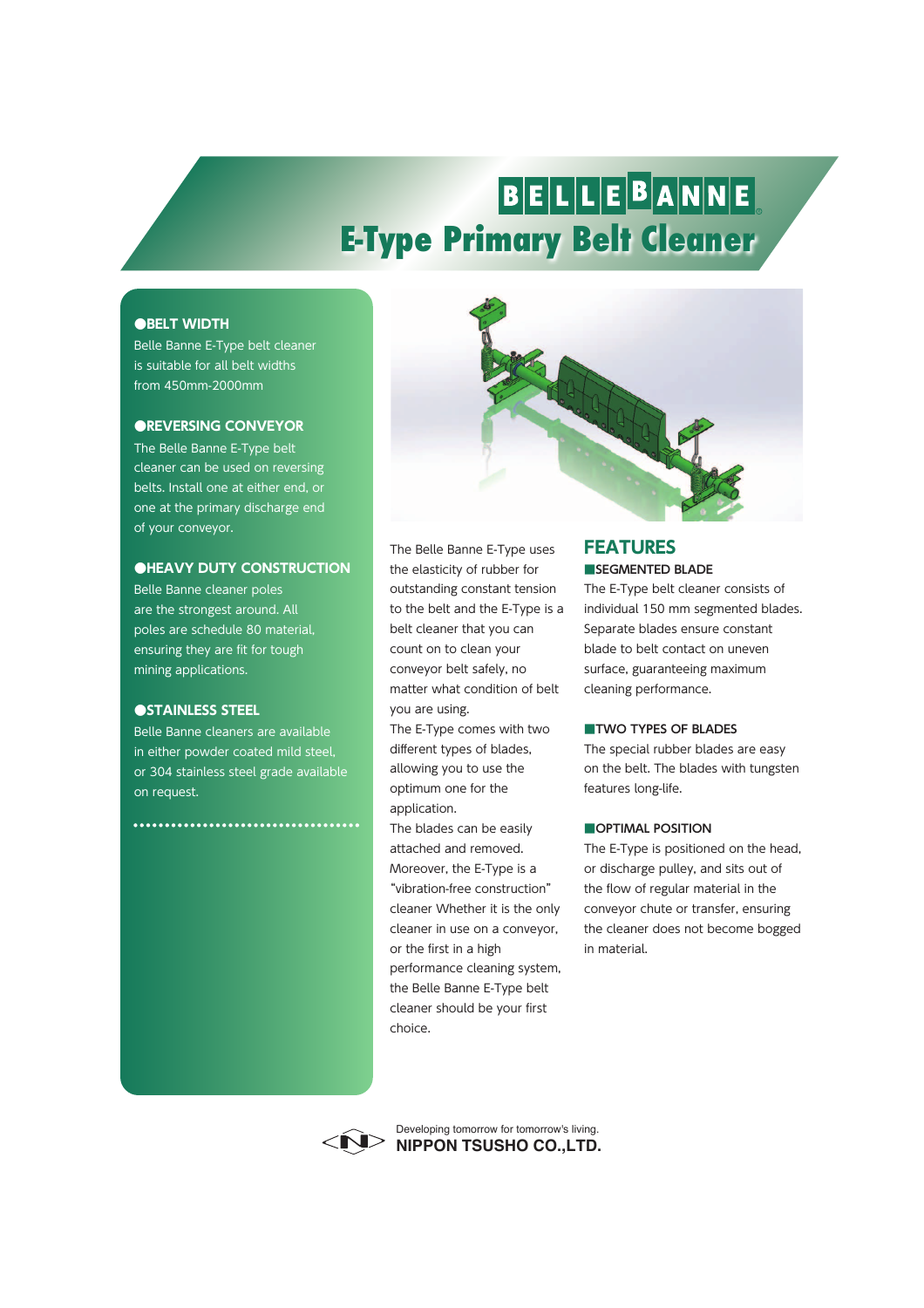# BELLEBANNE®

# E-Type Primary Belt Cleaner

**●BELT WIDTH**

Belle Banne E-Type belt cleaner is suitable for all belt widths from 450mm-2000mm

**●REVERSING CONVEYOR**

The Belle Banne E-Type belt cleaner can be used on reversing belts. Install one at either end, or one at the primary discharge end of your conveyor.

**●HEAVY DUTY CONSTRUCTION**

Belle Banne cleaner poles are the strongest around. All poles are schedule 80 material, ensuring they are fit for tough mining applications.

**●STAINLESS STEEL**

Belle Banne cleaners are available in either powder coated mild steel, or 304 stainless steel grade available on request.

The Belle Banne E-Type uses the elasticity of rubber for outstanding constant tension to the belt and the E-Type is a belt cleaner that you can count on to clean your conveyor belt safely, no matter what condition of belt you are using.

The E-Type comes with two different types of blades, allowing you to use the optimum one for the application.

The blades can be easily attached and removed.

Moreover, the E-Type is a "vibration-free construction" cleaner Whether it is the only cleaner in use on a conveyor, or the first in a high performance cleaning system, the Belle Banne E-Type belt cleaner should be your first choice.

## FEATURES

**■SEGMENTED BLADE**

The E-Type belt cleaner consists of individual 150 mm segmented blades. Separate blades ensure constant blade to belt contact on uneven surface, guaranteeing maximum cleaning performance.

**■TWO TYPES OF BLADES**

The special rubber blades are easy on the belt. The blades with tungsten features long-life.

**■OPTIMAL POSITION**

The E-Type is positioned on the head, or discharge pulley, and sits out of the flow of regular material in the conveyor chute or transfer, ensuring the cleaner does not become bogged in material.

Developing tomorrow for tomorrow's living.
**NIPPON TSUSHO CO.,LTD.**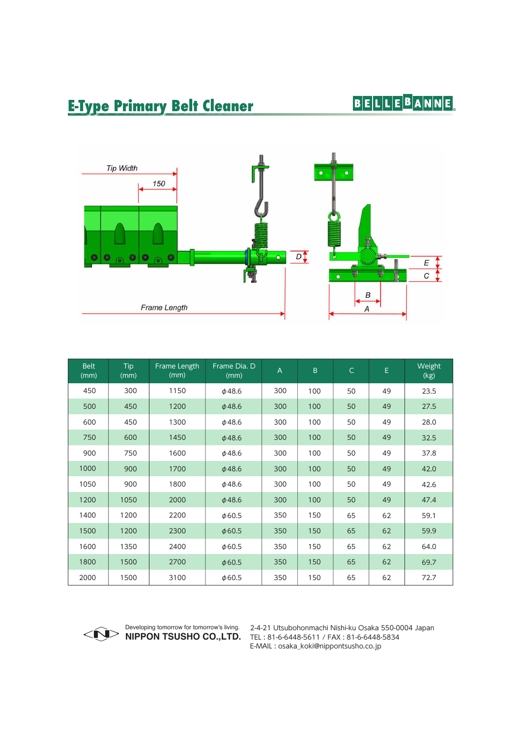# E-Type Primary Belt Cleaner

BELLEBANNE

Tip Width

150

D

E

C

B

A

Frame Length

| Belt (mm) | Tip (mm) | Frame Length (mm) | Frame Dia. D (mm) | A | B | C | E | Weight (kg) |
|---|---|---|---|---|---|---|---|---|
| 450 | 300 | 1150 | ϕ48.6 | 300 | 100 | 50 | 49 | 23.5 |
| 500 | 450 | 1200 | ϕ48.6 | 300 | 100 | 50 | 49 | 27.5 |
| 600 | 450 | 1300 | ϕ48.6 | 300 | 100 | 50 | 49 | 28.0 |
| 750 | 600 | 1450 | ϕ48.6 | 300 | 100 | 50 | 49 | 32.5 |
| 900 | 750 | 1600 | ϕ48.6 | 300 | 100 | 50 | 49 | 37.8 |
| 1000 | 900 | 1700 | ϕ48.6 | 300 | 100 | 50 | 49 | 42.0 |
| 1050 | 900 | 1800 | ϕ48.6 | 300 | 100 | 50 | 49 | 42.6 |
| 1200 | 1050 | 2000 | ϕ48.6 | 300 | 100 | 50 | 49 | 47.4 |
| 1400 | 1200 | 2200 | ϕ60.5 | 350 | 150 | 65 | 62 | 59.1 |
| 1500 | 1200 | 2300 | ϕ60.5 | 350 | 150 | 65 | 62 | 59.9 |
| 1600 | 1350 | 2400 | ϕ60.5 | 350 | 150 | 65 | 62 | 64.0 |
| 1800 | 1500 | 2700 | ϕ60.5 | 350 | 150 | 65 | 62 | 69.7 |
| 2000 | 1500 | 3100 | ϕ60.5 | 350 | 150 | 65 | 62 | 72.7 |

Developing tomorrow for tomorrow's living.
**NIPPON TSUSHO CO.,LTD.**

2-4-21 Utsubohonmachi Nishi-ku Osaka 550-0004 Japan
TEL : 81-6-6448-5611 / FAX : 81-6-6448-5834
E-MAIL : osaka_koki@nippontsusho.co.jp